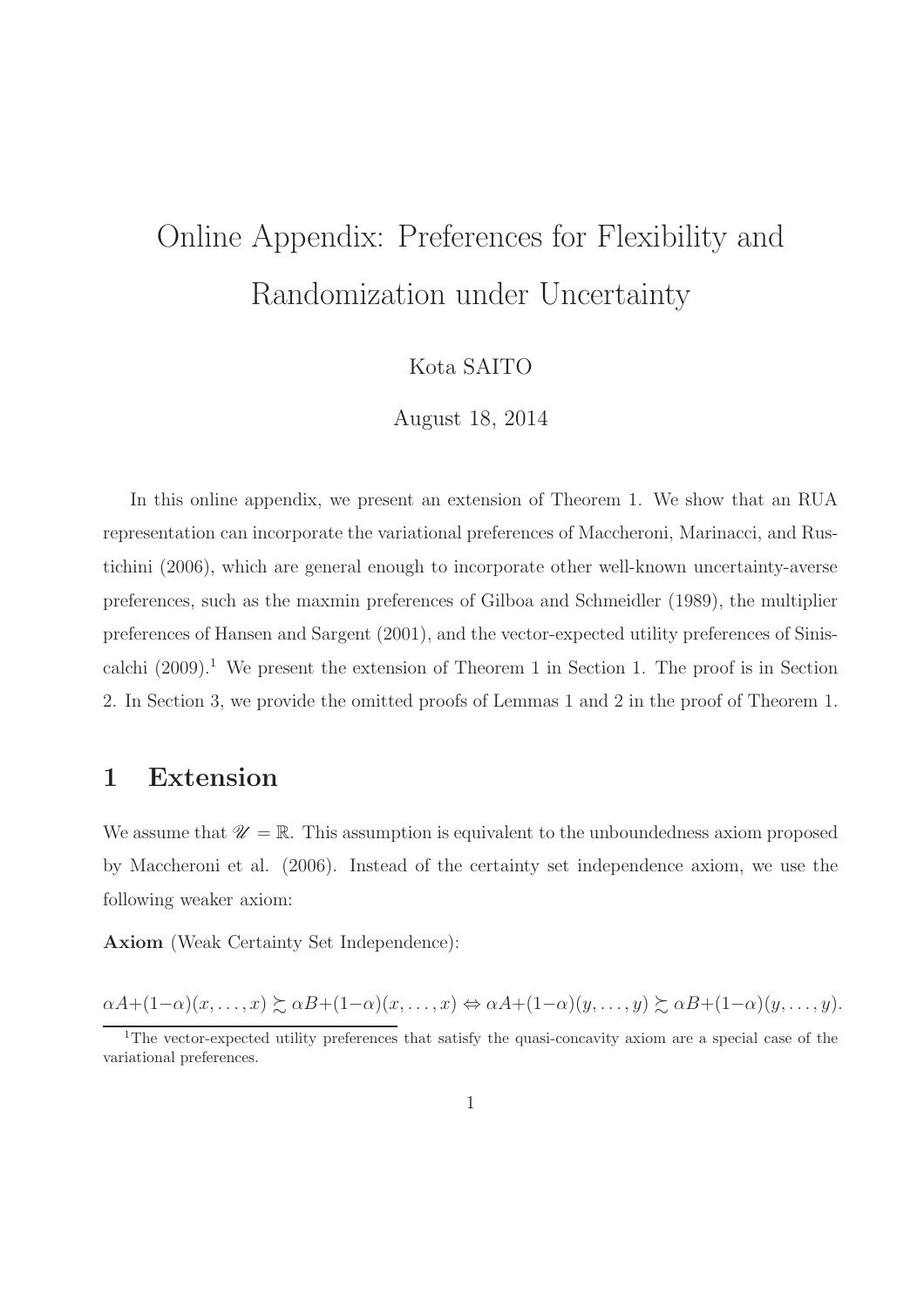# Online Appendix: Preferences for Flexibility and Randomization under Uncertainty

Kota SAITO

August 18, 2014

In this online appendix, we present an extension of Theorem 1. We show that an RUA representation can incorporate the variational preferences of Maccheroni, Marinacci, and Rustichini (2006), which are general enough to incorporate other well-known uncertainty-averse preferences, such as the maxmin preferences of Gilboa and Schmeidler (1989), the multiplier preferences of Hansen and Sargent (2001), and the vector-expected utility preferences of Siniscalchi (2009).[1] We present the extension of Theorem 1 in Section 1. The proof is in Section 2. In Section 3, we provide the omitted proofs of Lemmas 1 and 2 in the proof of Theorem 1.

## 1 Extension

We assume that $\mathscr{U} = \mathbb{R}$. This assumption is equivalent to the unboundedness axiom proposed by Maccheroni et al. (2006). Instead of the certainty set independence axiom, we use the following weaker axiom:

**Axiom** (Weak Certainty Set Independence):

$$\alpha A+(1-\alpha)(x,\dots,x) \succsim \alpha B+(1-\alpha)(x,\dots,x) \Leftrightarrow \alpha A+(1-\alpha)(y,\dots,y) \succsim \alpha B+(1-\alpha)(y,\dots,y).$$

[1] The vector-expected utility preferences that satisfy the quasi-concavity axiom are a special case of the variational preferences.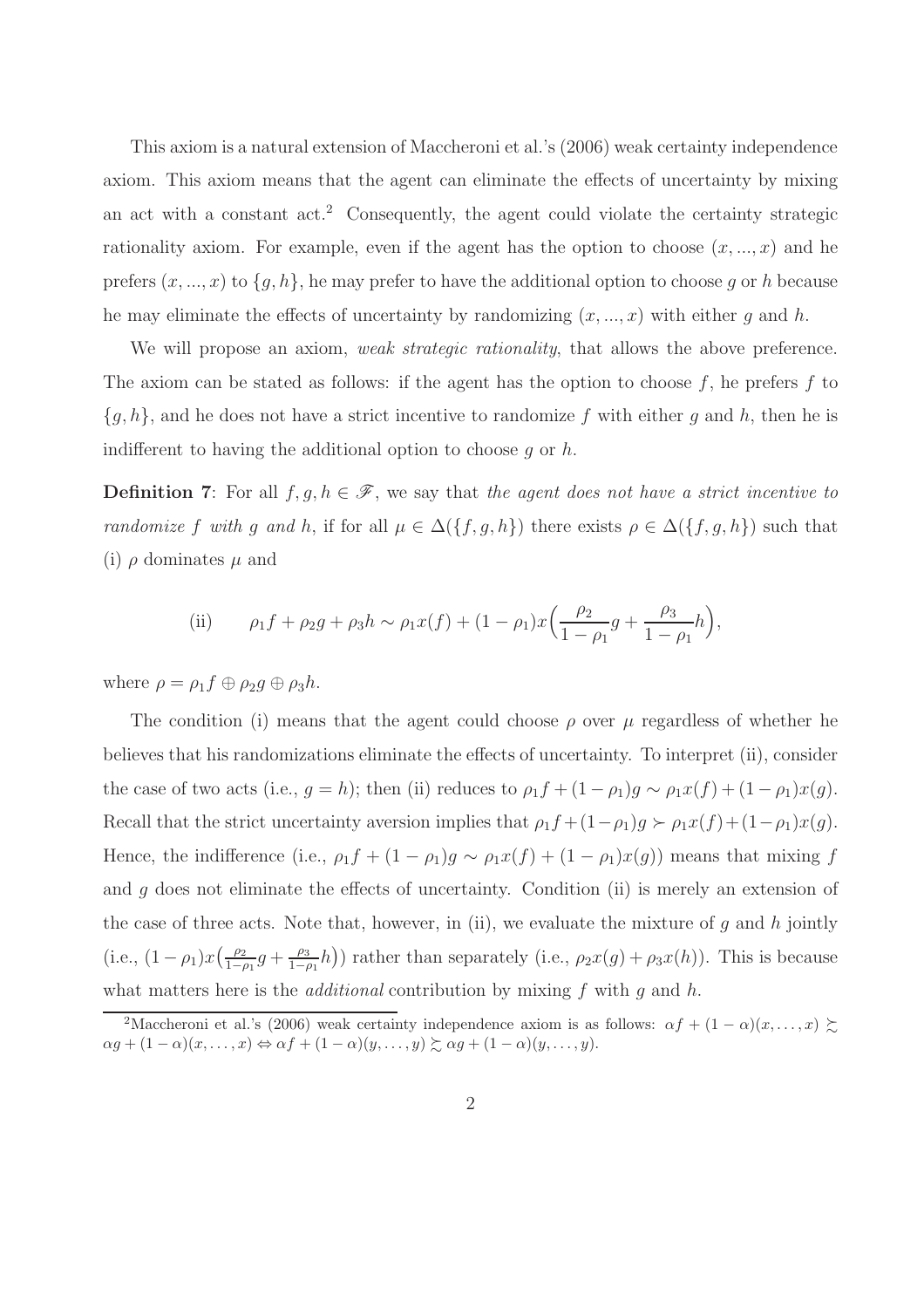This axiom is a natural extension of Maccheroni et al.'s (2006) weak certainty independence axiom. This axiom means that the agent can eliminate the effects of uncertainty by mixing an act with a constant act.[2] Consequently, the agent could violate the certainty strategic rationality axiom. For example, even if the agent has the option to choose $(x, ..., x)$ and he prefers $(x, ..., x)$ to $\{g, h\}$, he may prefer to have the additional option to choose $g$ or $h$ because he may eliminate the effects of uncertainty by randomizing $(x, ..., x)$ with either $g$ and $h$.

We will propose an axiom, *weak strategic rationality*, that allows the above preference. The axiom can be stated as follows: if the agent has the option to choose $f$, he prefers $f$ to $\{g, h\}$, and he does not have a strict incentive to randomize $f$ with either $g$ and $h$, then he is indifferent to having the additional option to choose $g$ or $h$.

**Definition 7**: For all $f, g, h \in \mathscr{F}$, we say that *the agent does not have a strict incentive to randomize $f$ with $g$ and $h$*, if for all $\mu \in \Delta(\{f, g, h\})$ there exists $\rho \in \Delta(\{f, g, h\})$ such that (i) $\rho$ dominates $\mu$ and

$$\text{(ii)} \qquad \rho_1 f + \rho_2 g + \rho_3 h \sim \rho_1 x(f) + (1 - \rho_1) x\Big(\frac{\rho_2}{1 - \rho_1} g + \frac{\rho_3}{1 - \rho_1} h\Big),$$

where $\rho = \rho_1 f \oplus \rho_2 g \oplus \rho_3 h$.

The condition (i) means that the agent could choose $\rho$ over $\mu$ regardless of whether he believes that his randomizations eliminate the effects of uncertainty. To interpret (ii), consider the case of two acts (i.e., $g = h$); then (ii) reduces to $\rho_1 f + (1 - \rho_1) g \sim \rho_1 x(f) + (1 - \rho_1) x(g)$. Recall that the strict uncertainty aversion implies that $\rho_1 f + (1 - \rho_1) g \succ \rho_1 x(f) + (1 - \rho_1) x(g)$. Hence, the indifference (i.e., $\rho_1 f + (1 - \rho_1) g \sim \rho_1 x(f) + (1 - \rho_1) x(g)$) means that mixing $f$ and $g$ does not eliminate the effects of uncertainty. Condition (ii) is merely an extension of the case of three acts. Note that, however, in (ii), we evaluate the mixture of $g$ and $h$ jointly (i.e., $(1 - \rho_1) x\big(\frac{\rho_2}{1 - \rho_1} g + \frac{\rho_3}{1 - \rho_1} h\big)$) rather than separately (i.e., $\rho_2 x(g) + \rho_3 x(h)$). This is because what matters here is the *additional* contribution by mixing $f$ with $g$ and $h$.

[2] Maccheroni et al.'s (2006) weak certainty independence axiom is as follows: $\alpha f + (1 - \alpha)(x, \ldots, x) \succsim \alpha g + (1 - \alpha)(x, \ldots, x) \Leftrightarrow \alpha f + (1 - \alpha)(y, \ldots, y) \succsim \alpha g + (1 - \alpha)(y, \ldots, y)$.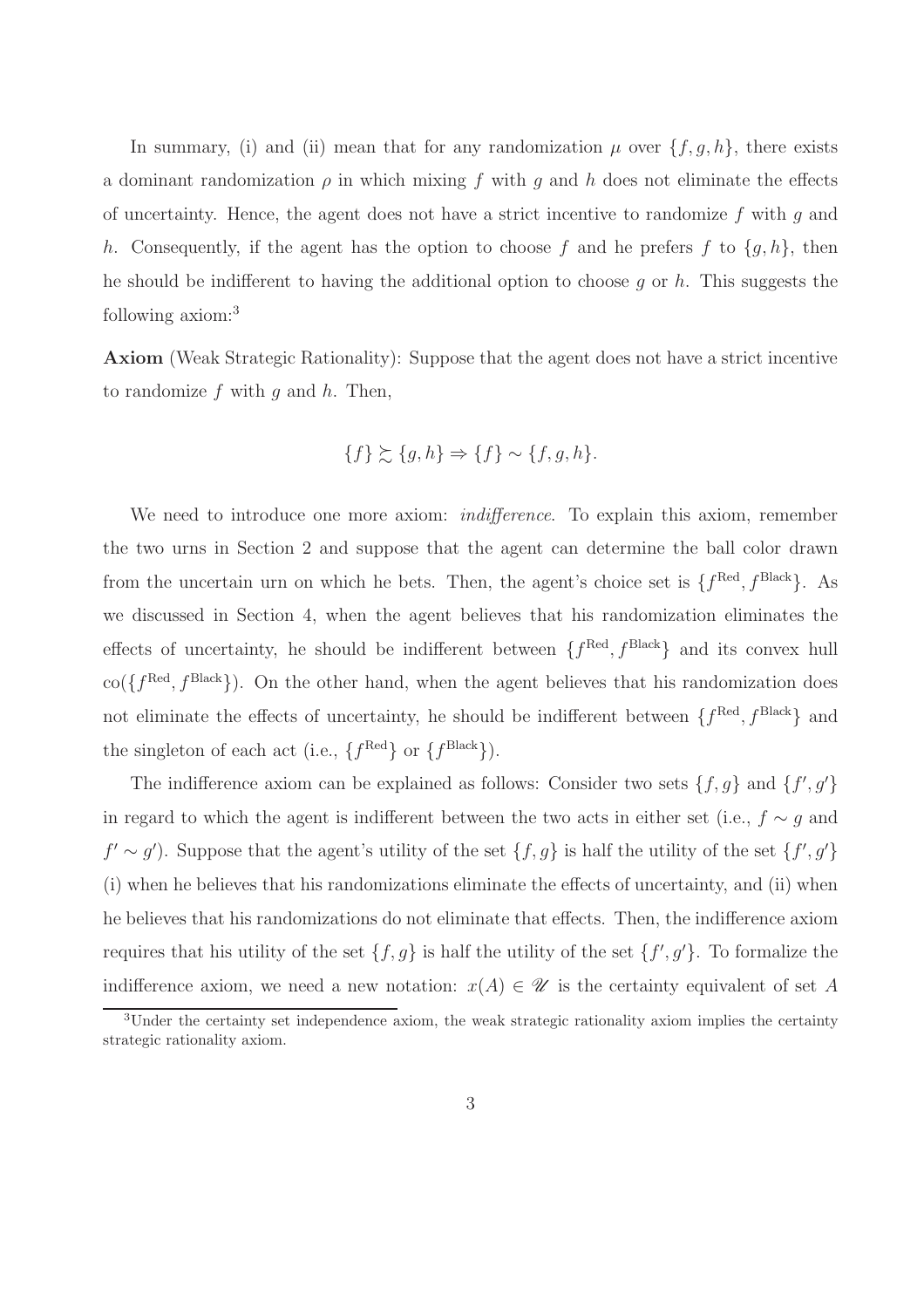In summary, (i) and (ii) mean that for any randomization $\mu$ over $\{f, g, h\}$, there exists a dominant randomization $\rho$ in which mixing $f$ with $g$ and $h$ does not eliminate the effects of uncertainty. Hence, the agent does not have a strict incentive to randomize $f$ with $g$ and $h$. Consequently, if the agent has the option to choose $f$ and he prefers $f$ to $\{g, h\}$, then he should be indifferent to having the additional option to choose $g$ or $h$. This suggests the following axiom:[3]

**Axiom** (Weak Strategic Rationality): Suppose that the agent does not have a strict incentive to randomize $f$ with $g$ and $h$. Then,

$$\{f\} \succsim \{g, h\} \Rightarrow \{f\} \sim \{f, g, h\}.$$

We need to introduce one more axiom: *indifference*. To explain this axiom, remember the two urns in Section 2 and suppose that the agent can determine the ball color drawn from the uncertain urn on which he bets. Then, the agent's choice set is $\{f^{\text{Red}}, f^{\text{Black}}\}$. As we discussed in Section 4, when the agent believes that his randomization eliminates the effects of uncertainty, he should be indifferent between $\{f^{\text{Red}}, f^{\text{Black}}\}$ and its convex hull $\text{co}(\{f^{\text{Red}}, f^{\text{Black}}\})$. On the other hand, when the agent believes that his randomization does not eliminate the effects of uncertainty, he should be indifferent between $\{f^{\text{Red}}, f^{\text{Black}}\}$ and the singleton of each act (i.e., $\{f^{\text{Red}}\}$ or $\{f^{\text{Black}}\}$).

The indifference axiom can be explained as follows: Consider two sets $\{f, g\}$ and $\{f', g'\}$ in regard to which the agent is indifferent between the two acts in either set (i.e., $f \sim g$ and $f' \sim g'$). Suppose that the agent's utility of the set $\{f, g\}$ is half the utility of the set $\{f', g'\}$ (i) when he believes that his randomizations eliminate the effects of uncertainty, and (ii) when he believes that his randomizations do not eliminate that effects. Then, the indifference axiom requires that his utility of the set $\{f, g\}$ is half the utility of the set $\{f', g'\}$. To formalize the indifference axiom, we need a new notation: $x(A) \in \mathscr{U}$ is the certainty equivalent of set $A$

[3]Under the certainty set independence axiom, the weak strategic rationality axiom implies the certainty strategic rationality axiom.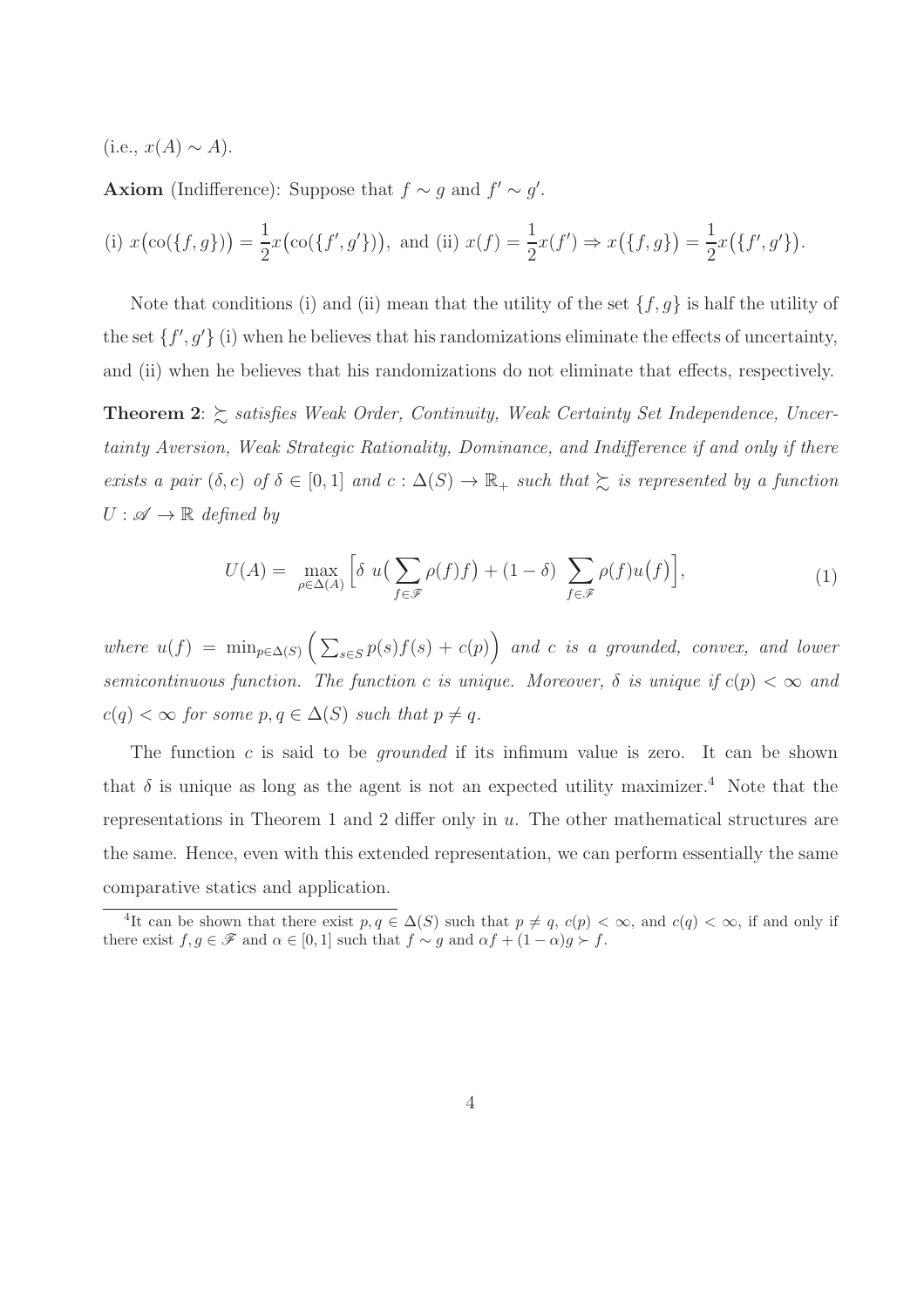(i.e., $x(A) \sim A$).

**Axiom** (Indifference): Suppose that $f \sim g$ and $f' \sim g'$.

$$\text{(i) } x\big(\text{co}(\{f,g\})\big) = \frac{1}{2}x\big(\text{co}(\{f',g'\})\big), \text{ and (ii) } x(f) = \frac{1}{2}x(f') \Rightarrow x\big(\{f,g\}\big) = \frac{1}{2}x\big(\{f',g'\}\big).$$

Note that conditions (i) and (ii) mean that the utility of the set $\{f, g\}$ is half the utility of the set $\{f', g'\}$ (i) when he believes that his randomizations eliminate the effects of uncertainty, and (ii) when he believes that his randomizations do not eliminate that effects, respectively.

**Theorem 2**: *$\succsim$ satisfies Weak Order, Continuity, Weak Certainty Set Independence, Uncertainty Aversion, Weak Strategic Rationality, Dominance, and Indifference if and only if there exists a pair $(\delta, c)$ of $\delta \in [0,1]$ and $c : \Delta(S) \to \mathbb{R}_+$ such that $\succsim$ is represented by a function $U : \mathscr{A} \to \mathbb{R}$ defined by*

$$U(A) = \max_{\rho \in \Delta(A)} \Big[\delta \; u\big(\sum_{f \in \mathscr{F}} \rho(f) f\big) + (1-\delta) \sum_{f \in \mathscr{F}} \rho(f) u\big(f\big)\Big], \tag{1}$$

*where $u(f) = \min_{p \in \Delta(S)} \Big(\sum_{s \in S} p(s) f(s) + c(p)\Big)$ and $c$ is a grounded, convex, and lower semicontinuous function. The function $c$ is unique. Moreover, $\delta$ is unique if $c(p) < \infty$ and $c(q) < \infty$ for some $p, q \in \Delta(S)$ such that $p \neq q$.*

The function $c$ is said to be *grounded* if its infimum value is zero. It can be shown that $\delta$ is unique as long as the agent is not an expected utility maximizer.[4] Note that the representations in Theorem 1 and 2 differ only in $u$. The other mathematical structures are the same. Hence, even with this extended representation, we can perform essentially the same comparative statics and application.

[4] It can be shown that there exist $p, q \in \Delta(S)$ such that $p \neq q$, $c(p) < \infty$, and $c(q) < \infty$, if and only if there exist $f, g \in \mathscr{F}$ and $\alpha \in [0,1]$ such that $f \sim g$ and $\alpha f + (1-\alpha) g \succ f$.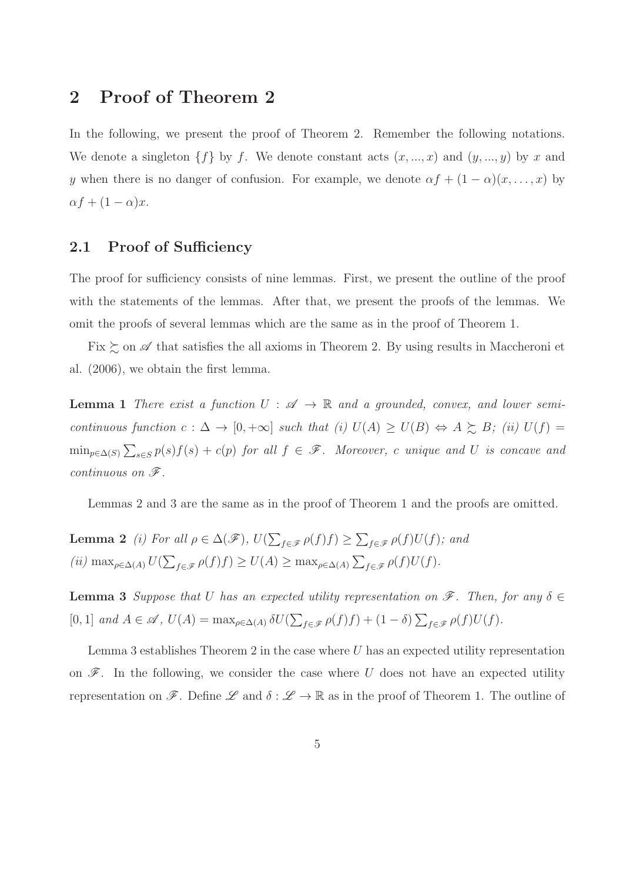## 2 Proof of Theorem 2

In the following, we present the proof of Theorem 2. Remember the following notations. We denote a singleton $\{f\}$ by $f$. We denote constant acts $(x, ..., x)$ and $(y, ..., y)$ by $x$ and $y$ when there is no danger of confusion. For example, we denote $\alpha f + (1 - \alpha)(x, \ldots, x)$ by $\alpha f + (1 - \alpha)x$.

### 2.1 Proof of Sufficiency

The proof for sufficiency consists of nine lemmas. First, we present the outline of the proof with the statements of the lemmas. After that, we present the proofs of the lemmas. We omit the proofs of several lemmas which are the same as in the proof of Theorem 1.

Fix $\succsim$ on $\mathscr{A}$ that satisfies the all axioms in Theorem 2. By using results in Maccheroni et al. (2006), we obtain the first lemma.

**Lemma 1** *There exist a function $U : \mathscr{A} \to \mathbb{R}$ and a grounded, convex, and lower semi-continuous function $c : \Delta \to [0, +\infty]$ such that (i) $U(A) \geq U(B) \Leftrightarrow A \succsim B$; (ii) $U(f) = \min_{p \in \Delta(S)} \sum_{s \in S} p(s) f(s) + c(p)$ for all $f \in \mathscr{F}$. Moreover, $c$ unique and $U$ is concave and continuous on $\mathscr{F}$.*

Lemmas 2 and 3 are the same as in the proof of Theorem 1 and the proofs are omitted.

**Lemma 2** *(i) For all $\rho \in \Delta(\mathscr{F})$, $U(\sum_{f \in \mathscr{F}} \rho(f) f) \geq \sum_{f \in \mathscr{F}} \rho(f) U(f)$; and*
*(ii) $\max_{\rho \in \Delta(A)} U(\sum_{f \in \mathscr{F}} \rho(f) f) \geq U(A) \geq \max_{\rho \in \Delta(A)} \sum_{f \in \mathscr{F}} \rho(f) U(f)$.*

**Lemma 3** *Suppose that $U$ has an expected utility representation on $\mathscr{F}$. Then, for any $\delta \in [0, 1]$ and $A \in \mathscr{A}$, $U(A) = \max_{\rho \in \Delta(A)} \delta U(\sum_{f \in \mathscr{F}} \rho(f) f) + (1 - \delta) \sum_{f \in \mathscr{F}} \rho(f) U(f)$.*

Lemma 3 establishes Theorem 2 in the case where $U$ has an expected utility representation on $\mathscr{F}$. In the following, we consider the case where $U$ does not have an expected utility representation on $\mathscr{F}$. Define $\mathscr{L}$ and $\delta : \mathscr{L} \to \mathbb{R}$ as in the proof of Theorem 1. The outline of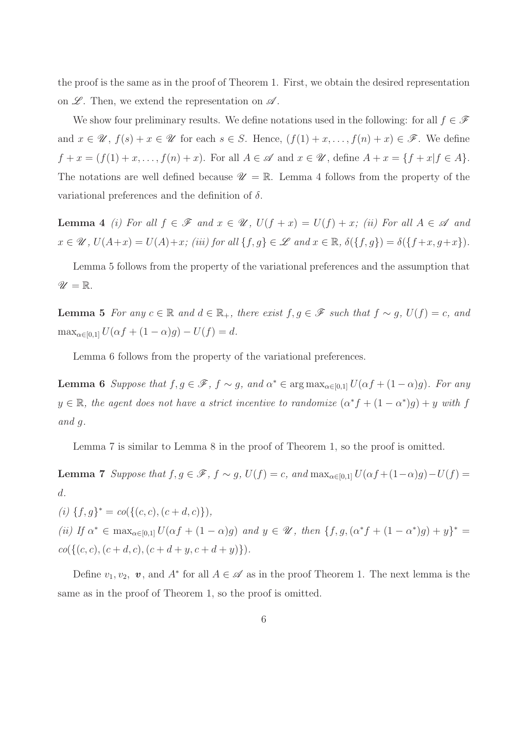the proof is the same as in the proof of Theorem 1. First, we obtain the desired representation on $\mathscr{L}$. Then, we extend the representation on $\mathscr{A}$.

We show four preliminary results. We define notations used in the following: for all $f \in \mathscr{F}$ and $x \in \mathscr{U}$, $f(s) + x \in \mathscr{U}$ for each $s \in S$. Hence, $(f(1) + x, \ldots, f(n) + x) \in \mathscr{F}$. We define $f + x = (f(1) + x, \ldots, f(n) + x)$. For all $A \in \mathscr{A}$ and $x \in \mathscr{U}$, define $A + x = \{f + x | f \in A\}$. The notations are well defined because $\mathscr{U} = \mathbb{R}$. Lemma 4 follows from the property of the variational preferences and the definition of $\delta$.

**Lemma 4** *(i) For all $f \in \mathscr{F}$ and $x \in \mathscr{U}$, $U(f + x) = U(f) + x$; (ii) For all $A \in \mathscr{A}$ and $x \in \mathscr{U}$, $U(A+x) = U(A)+x$; (iii) for all $\{f, g\} \in \mathscr{L}$ and $x \in \mathbb{R}$, $\delta(\{f, g\}) = \delta(\{f+x, g+x\})$.*

Lemma 5 follows from the property of the variational preferences and the assumption that $\mathscr{U} = \mathbb{R}$.

**Lemma 5** *For any $c \in \mathbb{R}$ and $d \in \mathbb{R}_+$, there exist $f, g \in \mathscr{F}$ such that $f \sim g$, $U(f) = c$, and $\max_{\alpha \in [0,1]} U(\alpha f + (1 - \alpha)g) - U(f) = d$.*

Lemma 6 follows from the property of the variational preferences.

**Lemma 6** *Suppose that $f, g \in \mathscr{F}$, $f \sim g$, and $\alpha^* \in \arg\max_{\alpha \in [0,1]} U(\alpha f + (1 - \alpha)g)$. For any $y \in \mathbb{R}$, the agent does not have a strict incentive to randomize $(\alpha^* f + (1 - \alpha^*)g) + y$ with $f$ and $g$.*

Lemma 7 is similar to Lemma 8 in the proof of Theorem 1, so the proof is omitted.

**Lemma 7** *Suppose that $f, g \in \mathscr{F}$, $f \sim g$, $U(f) = c$, and $\max_{\alpha \in [0,1]} U(\alpha f + (1-\alpha)g) - U(f) = d$.*

*(i) $\{f, g\}^* = co(\{(c, c), (c + d, c)\})$,*

*(ii) If $\alpha^* \in \max_{\alpha \in [0,1]} U(\alpha f + (1 - \alpha)g)$ and $y \in \mathscr{U}$, then $\{f, g, (\alpha^* f + (1 - \alpha^*)g) + y\}^* = co(\{(c, c), (c + d, c), (c + d + y, c + d + y)\})$.*

Define $v_1, v_2$, $\boldsymbol{v}$, and $A^*$ for all $A \in \mathscr{A}$ as in the proof Theorem 1. The next lemma is the same as in the proof of Theorem 1, so the proof is omitted.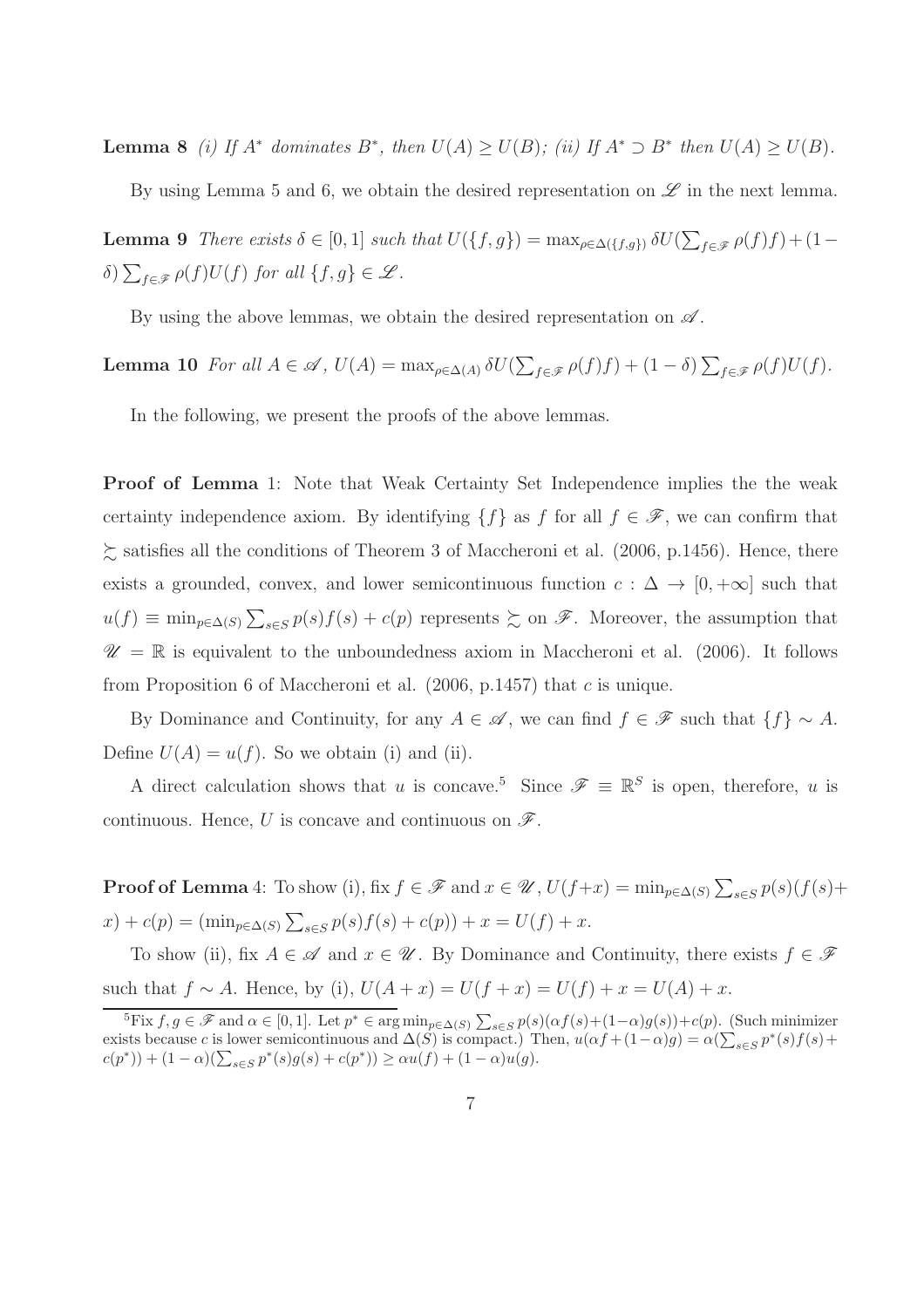**Lemma 8** *(i) If $A^*$ dominates $B^*$, then $U(A) \geq U(B)$; (ii) If $A^* \supset B^*$ then $U(A) \geq U(B)$.*

By using Lemma 5 and 6, we obtain the desired representation on $\mathscr{L}$ in the next lemma.

**Lemma 9** *There exists $\delta \in [0,1]$ such that $U(\{f,g\}) = \max_{\rho \in \Delta(\{f,g\})} \delta U(\sum_{f \in \mathscr{F}} \rho(f) f) + (1-\delta)\sum_{f \in \mathscr{F}} \rho(f) U(f)$ for all $\{f,g\} \in \mathscr{L}$.*

By using the above lemmas, we obtain the desired representation on $\mathscr{A}$.

**Lemma 10** *For all $A \in \mathscr{A}$, $U(A) = \max_{\rho \in \Delta(A)} \delta U(\sum_{f \in \mathscr{F}} \rho(f) f) + (1-\delta)\sum_{f \in \mathscr{F}} \rho(f) U(f)$.*

In the following, we present the proofs of the above lemmas.

**Proof of Lemma** 1: Note that Weak Certainty Set Independence implies the the weak certainty independence axiom. By identifying $\{f\}$ as $f$ for all $f \in \mathscr{F}$, we can confirm that $\succsim$ satisfies all the conditions of Theorem 3 of Maccheroni et al. (2006, p.1456). Hence, there exists a grounded, convex, and lower semicontinuous function $c : \Delta \to [0, +\infty]$ such that $u(f) \equiv \min_{p \in \Delta(S)} \sum_{s \in S} p(s) f(s) + c(p)$ represents $\succsim$ on $\mathscr{F}$. Moreover, the assumption that $\mathscr{U} = \mathbb{R}$ is equivalent to the unboundedness axiom in Maccheroni et al. (2006). It follows from Proposition 6 of Maccheroni et al. (2006, p.1457) that $c$ is unique.

By Dominance and Continuity, for any $A \in \mathscr{A}$, we can find $f \in \mathscr{F}$ such that $\{f\} \sim A$. Define $U(A) = u(f)$. So we obtain (i) and (ii).

A direct calculation shows that $u$ is concave.[5] Since $\mathscr{F} \equiv \mathbb{R}^S$ is open, therefore, $u$ is continuous. Hence, $U$ is concave and continuous on $\mathscr{F}$.

**Proof of Lemma** 4: To show (i), fix $f \in \mathscr{F}$ and $x \in \mathscr{U}$, $U(f+x) = \min_{p \in \Delta(S)} \sum_{s \in S} p(s)(f(s) + x) + c(p) = (\min_{p \in \Delta(S)} \sum_{s \in S} p(s) f(s) + c(p)) + x = U(f) + x$.

To show (ii), fix $A \in \mathscr{A}$ and $x \in \mathscr{U}$. By Dominance and Continuity, there exists $f \in \mathscr{F}$ such that $f \sim A$. Hence, by (i), $U(A + x) = U(f + x) = U(f) + x = U(A) + x$.

---

[5] Fix $f, g \in \mathscr{F}$ and $\alpha \in [0,1]$. Let $p^* \in \arg\min_{p \in \Delta(S)} \sum_{s \in S} p(s)(\alpha f(s) + (1-\alpha) g(s)) + c(p)$. (Such minimizer exists because $c$ is lower semicontinuous and $\Delta(S)$ is compact.) Then, $u(\alpha f + (1-\alpha) g) = \alpha(\sum_{s \in S} p^*(s) f(s) + c(p^*)) + (1-\alpha)(\sum_{s \in S} p^*(s) g(s) + c(p^*)) \geq \alpha u(f) + (1-\alpha) u(g)$.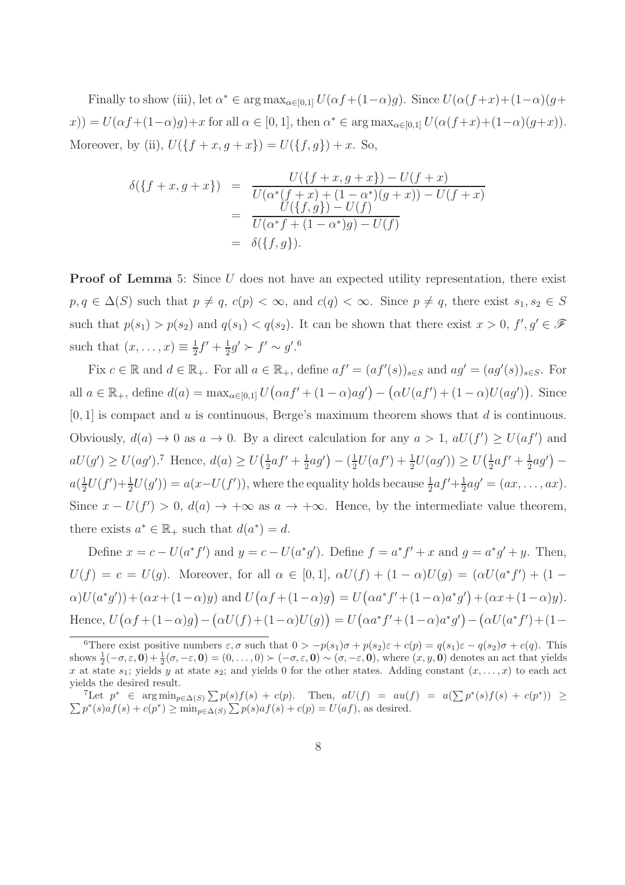Finally to show (iii), let $\alpha^* \in \arg\max_{\alpha\in[0,1]} U(\alpha f+(1-\alpha)g)$. Since $U(\alpha(f+x)+(1-\alpha)(g+x)) = U(\alpha f+(1-\alpha)g)+x$ for all $\alpha \in [0,1]$, then $\alpha^* \in \arg\max_{\alpha\in[0,1]} U(\alpha(f+x)+(1-\alpha)(g+x))$. Moreover, by (ii), $U(\{f+x, g+x\}) = U(\{f,g\}) + x$. So,

$$
\begin{aligned}
\delta(\{f+x, g+x\}) &= \frac{U(\{f+x,g+x\}) - U(f+x)}{U(\alpha^*(f+x)+(1-\alpha^*)(g+x)) - U(f+x)} \\
&= \frac{U(\{f,g\}) - U(f)}{U(\alpha^* f + (1-\alpha^*)g) - U(f)} \\
&= \delta(\{f,g\}).
\end{aligned}
$$

**Proof of Lemma** 5: Since $U$ does not have an expected utility representation, there exist $p, q \in \Delta(S)$ such that $p \neq q$, $c(p) < \infty$, and $c(q) < \infty$. Since $p \neq q$, there exist $s_1, s_2 \in S$ such that $p(s_1) > p(s_2)$ and $q(s_1) < q(s_2)$. It can be shown that there exist $x > 0$, $f', g' \in \mathscr{F}$ such that $(x, \ldots, x) \equiv \frac{1}{2}f' + \frac{1}{2}g' \succ f' \sim g'$.[6]

Fix $c \in \mathbb{R}$ and $d \in \mathbb{R}_+$. For all $a \in \mathbb{R}_+$, define $af' = (af'(s))_{s\in S}$ and $ag' = (ag'(s))_{s\in S}$. For all $a \in \mathbb{R}_+$, define $d(a) = \max_{\alpha\in[0,1]} U\big(\alpha af' + (1-\alpha)ag'\big) - \big(\alpha U(af') + (1-\alpha)U(ag')\big)$. Since $[0,1]$ is compact and $u$ is continuous, Berge's maximum theorem shows that $d$ is continuous. Obviously, $d(a) \to 0$ as $a \to 0$. By a direct calculation for any $a > 1$, $aU(f') \geq U(af')$ and $aU(g') \geq U(ag')$.[7] Hence, $d(a) \geq U\big(\frac{1}{2}af' + \frac{1}{2}ag'\big) - \big(\frac{1}{2}U(af') + \frac{1}{2}U(ag')\big) \geq U\big(\frac{1}{2}af' + \frac{1}{2}ag'\big) - a(\frac{1}{2}U(f') + \frac{1}{2}U(g')) = a(x - U(f'))$, where the equality holds because $\frac{1}{2}af' + \frac{1}{2}ag' = (ax, \ldots, ax)$. Since $x - U(f') > 0$, $d(a) \to +\infty$ as $a \to +\infty$. Hence, by the intermediate value theorem, there exists $a^* \in \mathbb{R}_+$ such that $d(a^*) = d$.

Define $x = c - U(a^* f')$ and $y = c - U(a^* g')$. Define $f = a^* f' + x$ and $g = a^* g' + y$. Then, $U(f) = c = U(g)$. Moreover, for all $\alpha \in [0,1]$, $\alpha U(f) + (1-\alpha)U(g) = (\alpha U(a^* f') + (1-\alpha)U(a^* g')) + (\alpha x + (1-\alpha)y)$ and $U\big(\alpha f + (1-\alpha)g\big) = U\big(\alpha a^* f' + (1-\alpha)a^* g'\big) + (\alpha x + (1-\alpha)y)$. Hence, $U\big(\alpha f + (1-\alpha)g\big) - \big(\alpha U(f) + (1-\alpha)U(g)\big) = U\big(\alpha a^* f' + (1-\alpha)a^* g'\big) - \big(\alpha U(a^* f') + (1-$

---

[6] There exist positive numbers $\varepsilon, \sigma$ such that $0 > -p(s_1)\sigma + p(s_2)\varepsilon + c(p) = q(s_1)\varepsilon - q(s_2)\sigma + c(q)$. This shows $\frac{1}{2}(-\sigma, \varepsilon, \mathbf{0}) + \frac{1}{2}(\sigma, -\varepsilon, \mathbf{0}) = (0, \ldots, 0) \succ (-\sigma, \varepsilon, \mathbf{0}) \sim (\sigma, -\varepsilon, \mathbf{0})$, where $(x, y, \mathbf{0})$ denotes an act that yields $x$ at state $s_1$; yields $y$ at state $s_2$; and yields 0 for the other states. Adding constant $(x, \ldots, x)$ to each act yields the desired result.

[7] Let $p^* \in \arg\min_{p\in\Delta(S)} \sum p(s)f(s) + c(p)$. Then, $aU(f) = au(f) = a(\sum p^*(s)f(s) + c(p^*)) \geq \sum p^*(s)af(s) + c(p^*) \geq \min_{p\in\Delta(S)} \sum p(s)af(s) + c(p) = U(af)$, as desired.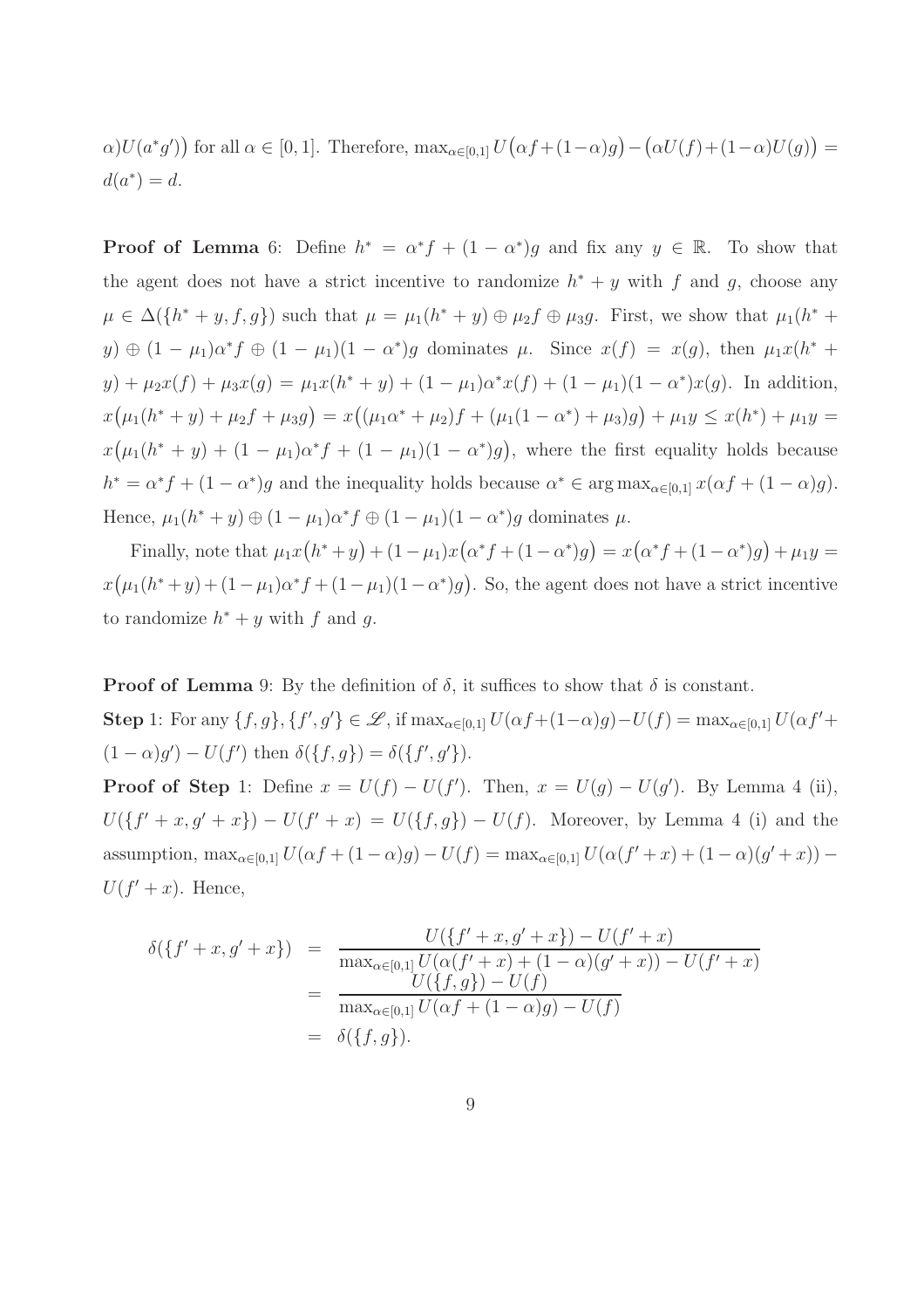$\alpha)U(a^*g')\big)$ for all $\alpha \in [0,1]$. Therefore, $\max_{\alpha\in[0,1]} U\big(\alpha f+(1-\alpha)g\big)-\big(\alpha U(f)+(1-\alpha)U(g)\big) = d(a^*) = d$.

**Proof of Lemma** 6: Define $h^* = \alpha^* f + (1-\alpha^*)g$ and fix any $y \in \mathbb{R}$. To show that the agent does not have a strict incentive to randomize $h^*+y$ with $f$ and $g$, choose any $\mu \in \Delta(\{h^*+y, f, g\})$ such that $\mu = \mu_1(h^*+y) \oplus \mu_2 f \oplus \mu_3 g$. First, we show that $\mu_1(h^*+y) \oplus (1-\mu_1)\alpha^* f \oplus (1-\mu_1)(1-\alpha^*)g$ dominates $\mu$. Since $x(f) = x(g)$, then $\mu_1 x(h^*+y) + \mu_2 x(f) + \mu_3 x(g) = \mu_1 x(h^*+y) + (1-\mu_1)\alpha^* x(f) + (1-\mu_1)(1-\alpha^*)x(g)$. In addition, $x\big(\mu_1(h^*+y)+\mu_2 f+\mu_3 g\big) = x\big((\mu_1\alpha^*+\mu_2)f+(\mu_1(1-\alpha^*)+\mu_3)g\big)+\mu_1 y \le x(h^*)+\mu_1 y = x\big(\mu_1(h^*+y)+(1-\mu_1)\alpha^* f+(1-\mu_1)(1-\alpha^*)g\big)$, where the first equality holds because $h^* = \alpha^* f + (1-\alpha^*)g$ and the inequality holds because $\alpha^* \in \arg\max_{\alpha\in[0,1]} x(\alpha f+(1-\alpha)g)$. Hence, $\mu_1(h^*+y) \oplus (1-\mu_1)\alpha^* f \oplus (1-\mu_1)(1-\alpha^*)g$ dominates $\mu$.

Finally, note that $\mu_1 x\big(h^*+y\big)+(1-\mu_1)x\big(\alpha^* f+(1-\alpha^*)g\big) = x\big(\alpha^* f+(1-\alpha^*)g\big)+\mu_1 y = x\big(\mu_1(h^*+y)+(1-\mu_1)\alpha^* f+(1-\mu_1)(1-\alpha^*)g\big)$. So, the agent does not have a strict incentive to randomize $h^*+y$ with $f$ and $g$.

**Proof of Lemma** 9: By the definition of $\delta$, it suffices to show that $\delta$ is constant.

**Step** 1: For any $\{f,g\},\{f',g'\} \in \mathscr{L}$, if $\max_{\alpha\in[0,1]} U(\alpha f+(1-\alpha)g)-U(f) = \max_{\alpha\in[0,1]} U(\alpha f'+(1-\alpha)g')-U(f')$ then $\delta(\{f,g\}) = \delta(\{f',g'\})$.

**Proof of Step** 1: Define $x = U(f)-U(f')$. Then, $x = U(g)-U(g')$. By Lemma 4 (ii), $U(\{f'+x, g'+x\}) - U(f'+x) = U(\{f,g\}) - U(f)$. Moreover, by Lemma 4 (i) and the assumption, $\max_{\alpha\in[0,1]} U(\alpha f+(1-\alpha)g)-U(f) = \max_{\alpha\in[0,1]} U(\alpha(f'+x)+(1-\alpha)(g'+x)) - U(f'+x)$. Hence,

$$
\begin{aligned}
\delta(\{f'+x, g'+x\}) &= \frac{U(\{f'+x,g'+x\})-U(f'+x)}{\max_{\alpha\in[0,1]} U(\alpha(f'+x)+(1-\alpha)(g'+x))-U(f'+x)} \\
&= \frac{U(\{f,g\})-U(f)}{\max_{\alpha\in[0,1]} U(\alpha f+(1-\alpha)g)-U(f)} \\
&= \delta(\{f,g\}).
\end{aligned}
$$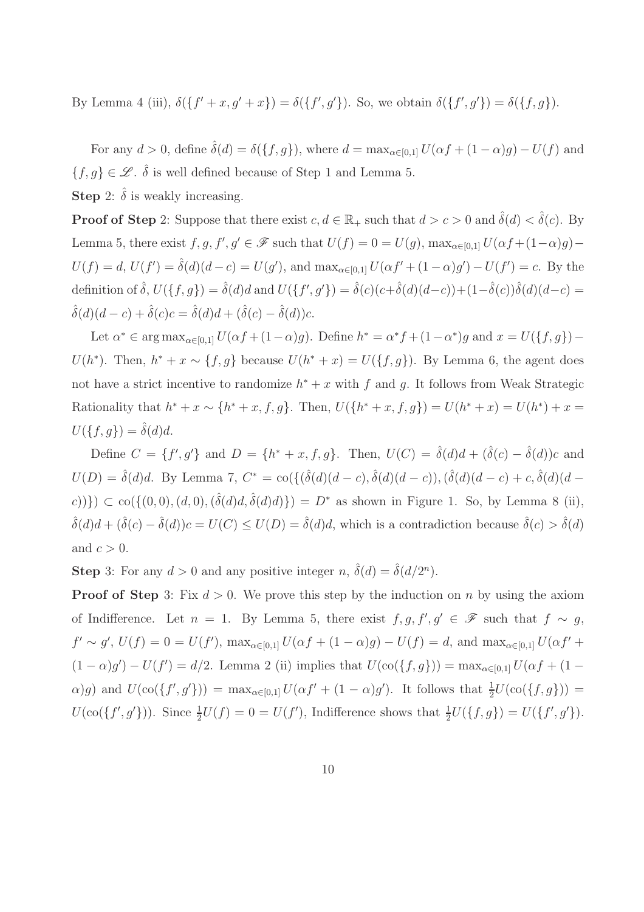By Lemma 4 (iii), $\delta(\{f'+x, g'+x\}) = \delta(\{f', g'\})$. So, we obtain $\delta(\{f', g'\}) = \delta(\{f, g\})$.

For any $d > 0$, define $\hat{\delta}(d) = \delta(\{f, g\})$, where $d = \max_{\alpha \in [0,1]} U(\alpha f + (1-\alpha)g) - U(f)$ and $\{f, g\} \in \mathscr{L}$. $\hat{\delta}$ is well defined because of Step 1 and Lemma 5.

**Step** 2: $\hat{\delta}$ is weakly increasing.

**Proof of Step** 2: Suppose that there exist $c, d \in \mathbb{R}_+$ such that $d > c > 0$ and $\hat{\delta}(d) < \hat{\delta}(c)$. By Lemma 5, there exist $f, g, f', g' \in \mathscr{F}$ such that $U(f) = 0 = U(g)$, $\max_{\alpha \in [0,1]} U(\alpha f + (1-\alpha)g) - U(f) = d$, $U(f') = \hat{\delta}(d)(d-c) = U(g')$, and $\max_{\alpha \in [0,1]} U(\alpha f' + (1-\alpha)g') - U(f') = c$. By the definition of $\hat{\delta}$, $U(\{f, g\}) = \hat{\delta}(d)d$ and $U(\{f', g'\}) = \hat{\delta}(c)(c + \hat{\delta}(d)(d-c)) + (1-\hat{\delta}(c))\hat{\delta}(d)(d-c) = \hat{\delta}(d)(d-c) + \hat{\delta}(c)c = \hat{\delta}(d)d + (\hat{\delta}(c) - \hat{\delta}(d))c$.

Let $\alpha^* \in \arg\max_{\alpha \in [0,1]} U(\alpha f + (1-\alpha)g)$. Define $h^* = \alpha^* f + (1-\alpha^*)g$ and $x = U(\{f, g\}) - U(h^*)$. Then, $h^* + x \sim \{f, g\}$ because $U(h^* + x) = U(\{f, g\})$. By Lemma 6, the agent does not have a strict incentive to randomize $h^* + x$ with $f$ and $g$. It follows from Weak Strategic Rationality that $h^* + x \sim \{h^* + x, f, g\}$. Then, $U(\{h^* + x, f, g\}) = U(h^* + x) = U(h^*) + x = U(\{f, g\}) = \hat{\delta}(d)d$.

Define $C = \{f', g'\}$ and $D = \{h^* + x, f, g\}$. Then, $U(C) = \hat{\delta}(d)d + (\hat{\delta}(c) - \hat{\delta}(d))c$ and $U(D) = \hat{\delta}(d)d$. By Lemma 7, $C^* = \text{co}(\{(\hat{\delta}(d)(d-c), \hat{\delta}(d)(d-c)), (\hat{\delta}(d)(d-c) + c, \hat{\delta}(d)(d-c))\}) \subset \text{co}(\{(0,0), (d,0), (\hat{\delta}(d)d, \hat{\delta}(d)d)\}) = D^*$ as shown in Figure 1. So, by Lemma 8 (ii), $\hat{\delta}(d)d + (\hat{\delta}(c) - \hat{\delta}(d))c = U(C) \leq U(D) = \hat{\delta}(d)d$, which is a contradiction because $\hat{\delta}(c) > \hat{\delta}(d)$ and $c > 0$.

**Step** 3: For any $d > 0$ and any positive integer $n$, $\hat{\delta}(d) = \hat{\delta}(d/2^n)$.

**Proof of Step** 3: Fix $d > 0$. We prove this step by the induction on $n$ by using the axiom of Indifference. Let $n = 1$. By Lemma 5, there exist $f, g, f', g' \in \mathscr{F}$ such that $f \sim g$, $f' \sim g'$, $U(f) = 0 = U(f')$, $\max_{\alpha \in [0,1]} U(\alpha f + (1-\alpha)g) - U(f) = d$, and $\max_{\alpha \in [0,1]} U(\alpha f' + (1-\alpha)g') - U(f') = d/2$. Lemma 2 (ii) implies that $U(\text{co}(\{f, g\})) = \max_{\alpha \in [0,1]} U(\alpha f + (1-\alpha)g)$ and $U(\text{co}(\{f', g'\})) = \max_{\alpha \in [0,1]} U(\alpha f' + (1-\alpha)g')$. It follows that $\frac{1}{2}U(\text{co}(\{f, g\})) = U(\text{co}(\{f', g'\}))$. Since $\frac{1}{2}U(f) = 0 = U(f')$, Indifference shows that $\frac{1}{2}U(\{f, g\}) = U(\{f', g'\})$.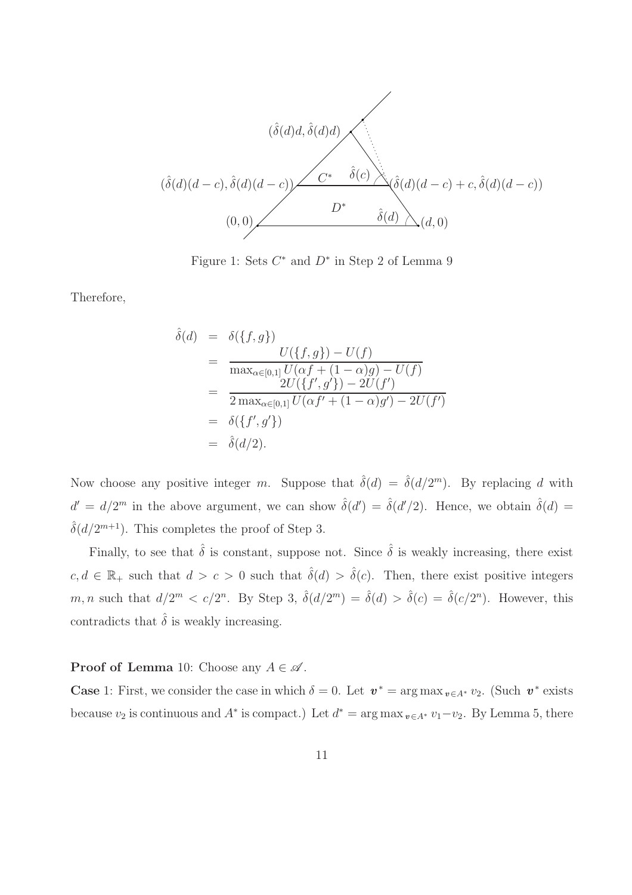Figure 1: Sets $C^*$ and $D^*$ in Step 2 of Lemma 9

Therefore,

$$
\begin{aligned}
\hat{\delta}(d) &= \delta(\{f,g\}) \\
&= \frac{U(\{f,g\}) - U(f)}{\max_{\alpha\in[0,1]} U(\alpha f + (1-\alpha)g) - U(f)} \\
&= \frac{2U(\{f',g'\}) - 2U(f')}{2\max_{\alpha\in[0,1]} U(\alpha f' + (1-\alpha)g') - 2U(f')} \\
&= \delta(\{f',g'\}) \\
&= \hat{\delta}(d/2).
\end{aligned}
$$

Now choose any positive integer $m$. Suppose that $\hat{\delta}(d) = \hat{\delta}(d/2^m)$. By replacing $d$ with $d' = d/2^m$ in the above argument, we can show $\hat{\delta}(d') = \hat{\delta}(d'/2)$. Hence, we obtain $\hat{\delta}(d) = \hat{\delta}(d/2^{m+1})$. This completes the proof of Step 3.

Finally, to see that $\hat{\delta}$ is constant, suppose not. Since $\hat{\delta}$ is weakly increasing, there exist $c, d \in \mathbb{R}_+$ such that $d > c > 0$ such that $\hat{\delta}(d) > \hat{\delta}(c)$. Then, there exist positive integers $m, n$ such that $d/2^m < c/2^n$. By Step 3, $\hat{\delta}(d/2^m) = \hat{\delta}(d) > \hat{\delta}(c) = \hat{\delta}(c/2^n)$. However, this contradicts that $\hat{\delta}$ is weakly increasing.

**Proof of Lemma** 10: Choose any $A \in \mathscr{A}$.

**Case** 1: First, we consider the case in which $\delta = 0$. Let $\boldsymbol{v}^* = \arg\max_{\boldsymbol{v}\in A^*} v_2$. (Such $\boldsymbol{v}^*$ exists because $v_2$ is continuous and $A^*$ is compact.) Let $d^* = \arg\max_{\boldsymbol{v}\in A^*} v_1 - v_2$. By Lemma 5, there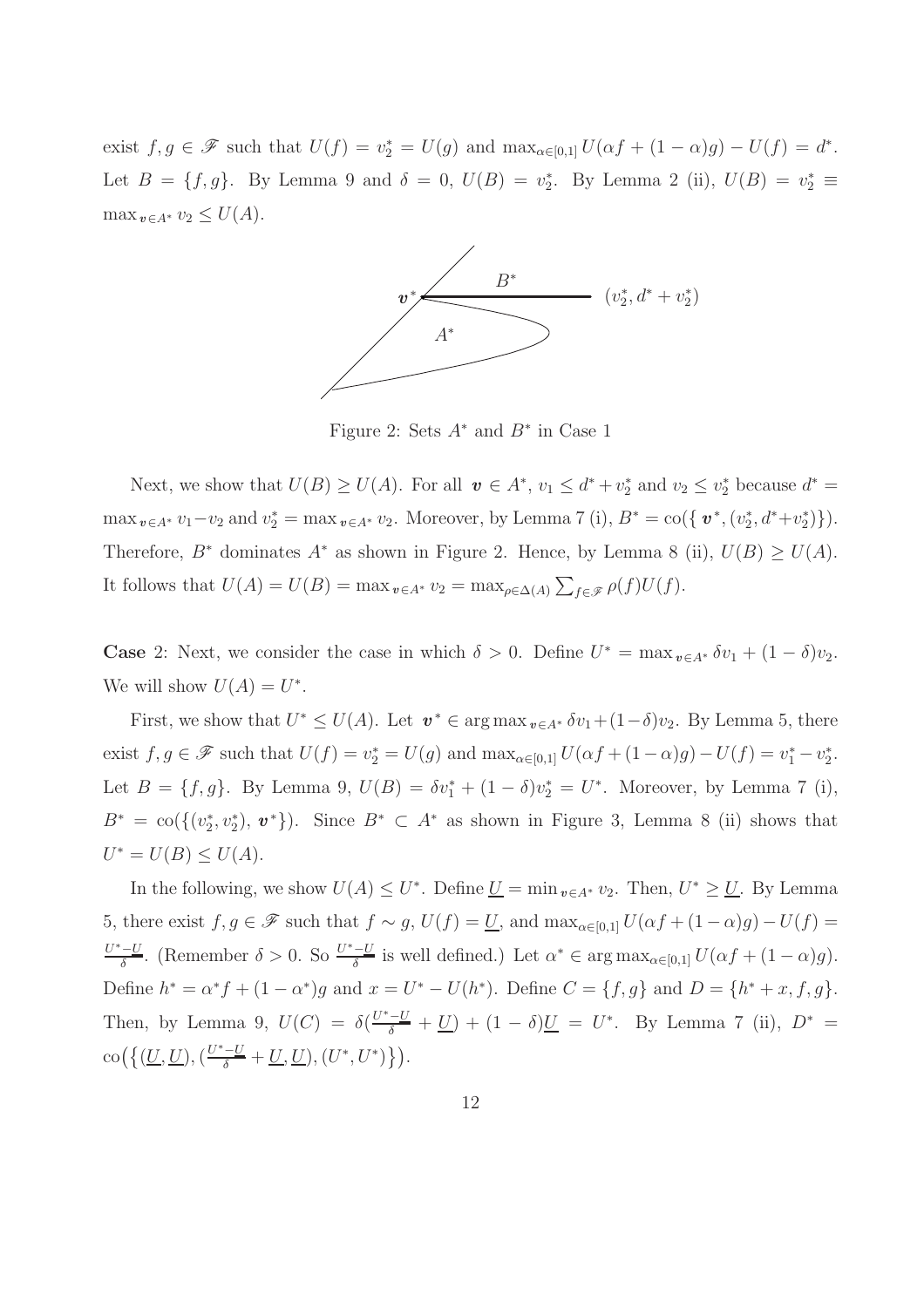exist $f, g \in \mathscr{F}$ such that $U(f) = v_2^* = U(g)$ and $\max_{\alpha \in [0,1]} U(\alpha f + (1-\alpha)g) - U(f) = d^*$. Let $B = \{f, g\}$. By Lemma 9 and $\delta = 0$, $U(B) = v_2^*$. By Lemma 2 (ii), $U(B) = v_2^* \equiv \max_{\boldsymbol{v} \in A^*} v_2 \leq U(A)$.

Figure 2: Sets $A^*$ and $B^*$ in Case 1

Next, we show that $U(B) \geq U(A)$. For all $\boldsymbol{v} \in A^*$, $v_1 \leq d^* + v_2^*$ and $v_2 \leq v_2^*$ because $d^* = \max_{\boldsymbol{v} \in A^*} v_1 - v_2$ and $v_2^* = \max_{\boldsymbol{v} \in A^*} v_2$. Moreover, by Lemma 7 (i), $B^* = \text{co}(\{\boldsymbol{v}^*, (v_2^*, d^* + v_2^*)\})$. Therefore, $B^*$ dominates $A^*$ as shown in Figure 2. Hence, by Lemma 8 (ii), $U(B) \geq U(A)$. It follows that $U(A) = U(B) = \max_{\boldsymbol{v} \in A^*} v_2 = \max_{\rho \in \Delta(A)} \sum_{f \in \mathscr{F}} \rho(f) U(f)$.

**Case** 2: Next, we consider the case in which $\delta > 0$. Define $U^* = \max_{\boldsymbol{v} \in A^*} \delta v_1 + (1-\delta) v_2$. We will show $U(A) = U^*$.

First, we show that $U^* \leq U(A)$. Let $\boldsymbol{v}^* \in \arg\max_{\boldsymbol{v} \in A^*} \delta v_1 + (1-\delta) v_2$. By Lemma 5, there exist $f, g \in \mathscr{F}$ such that $U(f) = v_2^* = U(g)$ and $\max_{\alpha \in [0,1]} U(\alpha f + (1-\alpha) g) - U(f) = v_1^* - v_2^*$. Let $B = \{f, g\}$. By Lemma 9, $U(B) = \delta v_1^* + (1-\delta) v_2^* = U^*$. Moreover, by Lemma 7 (i), $B^* = \text{co}(\{(v_2^*, v_2^*), \boldsymbol{v}^*\})$. Since $B^* \subset A^*$ as shown in Figure 3, Lemma 8 (ii) shows that $U^* = U(B) \leq U(A)$.

In the following, we show $U(A) \leq U^*$. Define $\underline{U} = \min_{\boldsymbol{v} \in A^*} v_2$. Then, $U^* \geq \underline{U}$. By Lemma 5, there exist $f, g \in \mathscr{F}$ such that $f \sim g$, $U(f) = \underline{U}$, and $\max_{\alpha \in [0,1]} U(\alpha f + (1-\alpha) g) - U(f) = \frac{U^* - \underline{U}}{\delta}$. (Remember $\delta > 0$. So $\frac{U^* - \underline{U}}{\delta}$ is well defined.) Let $\alpha^* \in \arg\max_{\alpha \in [0,1]} U(\alpha f + (1-\alpha) g)$. Define $h^* = \alpha^* f + (1-\alpha^*) g$ and $x = U^* - U(h^*)$. Define $C = \{f, g\}$ and $D = \{h^* + x, f, g\}$. Then, by Lemma 9, $U(C) = \delta(\frac{U^* - \underline{U}}{\delta} + \underline{U}) + (1-\delta)\underline{U} = U^*$. By Lemma 7 (ii), $D^* = \text{co}\big(\{(\underline{U}, \underline{U}), (\frac{U^* - \underline{U}}{\delta} + \underline{U}, \underline{U}), (U^*, U^*)\}\big)$.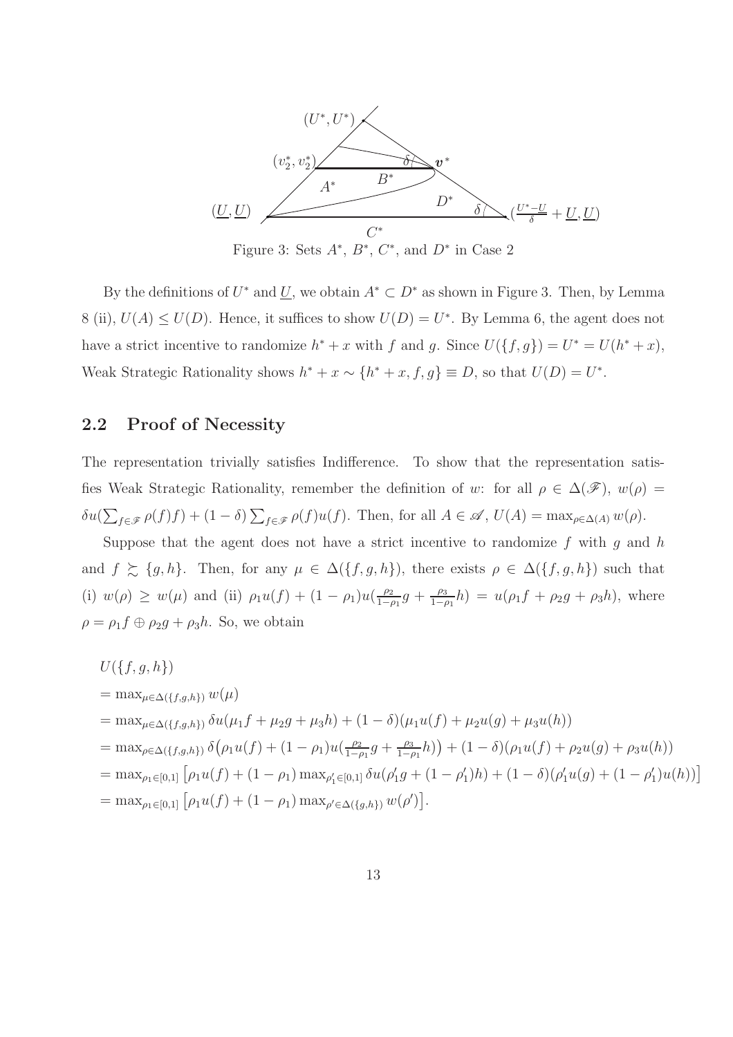Figure 3: Sets $A^*$, $B^*$, $C^*$, and $D^*$ in Case 2

By the definitions of $U^*$ and $\underline{U}$, we obtain $A^* \subset D^*$ as shown in Figure 3. Then, by Lemma 8 (ii), $U(A) \leq U(D)$. Hence, it suffices to show $U(D) = U^*$. By Lemma 6, the agent does not have a strict incentive to randomize $h^* + x$ with $f$ and $g$. Since $U(\{f, g\}) = U^* = U(h^* + x)$, Weak Strategic Rationality shows $h^* + x \sim \{h^* + x, f, g\} \equiv D$, so that $U(D) = U^*$.

## 2.2 Proof of Necessity

The representation trivially satisfies Indifference. To show that the representation satisfies Weak Strategic Rationality, remember the definition of $w$: for all $\rho \in \Delta(\mathscr{F})$, $w(\rho) = \delta u(\sum_{f \in \mathscr{F}} \rho(f) f) + (1 - \delta) \sum_{f \in \mathscr{F}} \rho(f) u(f)$. Then, for all $A \in \mathscr{A}$, $U(A) = \max_{\rho \in \Delta(A)} w(\rho)$.

Suppose that the agent does not have a strict incentive to randomize $f$ with $g$ and $h$ and $f \succsim \{g, h\}$. Then, for any $\mu \in \Delta(\{f, g, h\})$, there exists $\rho \in \Delta(\{f, g, h\})$ such that (i) $w(\rho) \geq w(\mu)$ and (ii) $\rho_1 u(f) + (1 - \rho_1) u(\frac{\rho_2}{1-\rho_1} g + \frac{\rho_3}{1-\rho_1} h) = u(\rho_1 f + \rho_2 g + \rho_3 h)$, where $\rho = \rho_1 f \oplus \rho_2 g + \rho_3 h$. So, we obtain

$$
\begin{aligned}
& U(\{f, g, h\}) \\
& = \max_{\mu \in \Delta(\{f,g,h\})} w(\mu) \\
& = \max_{\mu \in \Delta(\{f,g,h\})} \delta u(\mu_1 f + \mu_2 g + \mu_3 h) + (1 - \delta)(\mu_1 u(f) + \mu_2 u(g) + \mu_3 u(h)) \\
& = \max_{\rho \in \Delta(\{f,g,h\})} \delta \big( \rho_1 u(f) + (1 - \rho_1) u(\tfrac{\rho_2}{1-\rho_1} g + \tfrac{\rho_3}{1-\rho_1} h) \big) + (1 - \delta)(\rho_1 u(f) + \rho_2 u(g) + \rho_3 u(h)) \\
& = \max_{\rho_1 \in [0,1]} \big[ \rho_1 u(f) + (1 - \rho_1) \max_{\rho_1' \in [0,1]} \delta u(\rho_1' g + (1 - \rho_1') h) + (1 - \delta)(\rho_1' u(g) + (1 - \rho_1') u(h)) \big] \\
& = \max_{\rho_1 \in [0,1]} \big[ \rho_1 u(f) + (1 - \rho_1) \max_{\rho' \in \Delta(\{g,h\})} w(\rho') \big].
\end{aligned}
$$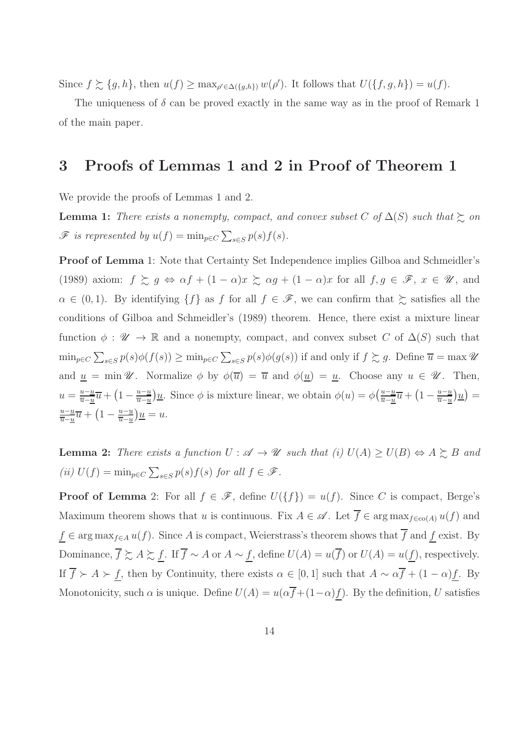Since $f \succsim \{g, h\}$, then $u(f) \geq \max_{\rho' \in \Delta(\{g,h\})} w(\rho')$. It follows that $U(\{f, g, h\}) = u(f)$.

The uniqueness of $\delta$ can be proved exactly in the same way as in the proof of Remark 1 of the main paper.

# 3 Proofs of Lemmas 1 and 2 in Proof of Theorem 1

We provide the proofs of Lemmas 1 and 2.

**Lemma 1:** *There exists a nonempty, compact, and convex subset $C$ of $\Delta(S)$ such that $\succsim$ on $\mathscr{F}$ is represented by $u(f) = \min_{p \in C} \sum_{s \in S} p(s) f(s)$.*

**Proof of Lemma** 1: Note that Certainty Set Independence implies Gilboa and Schmeidler's (1989) axiom: $f \succsim g \Leftrightarrow \alpha f + (1-\alpha)x \succsim \alpha g + (1-\alpha)x$ for all $f, g \in \mathscr{F}$, $x \in \mathscr{U}$, and $\alpha \in (0,1)$. By identifying $\{f\}$ as $f$ for all $f \in \mathscr{F}$, we can confirm that $\succsim$ satisfies all the conditions of Gilboa and Schmeidler's (1989) theorem. Hence, there exist a mixture linear function $\phi : \mathscr{U} \to \mathbb{R}$ and a nonempty, compact, and convex subset $C$ of $\Delta(S)$ such that $\min_{p \in C} \sum_{s \in S} p(s)\phi(f(s)) \geq \min_{p \in C} \sum_{s \in S} p(s)\phi(g(s))$ if and only if $f \succsim g$. Define $\overline{u} = \max \mathscr{U}$ and $\underline{u} = \min \mathscr{U}$. Normalize $\phi$ by $\phi(\overline{u}) = \overline{u}$ and $\phi(\underline{u}) = \underline{u}$. Choose any $u \in \mathscr{U}$. Then, $u = \frac{u - \underline{u}}{\overline{u} - \underline{u}} \overline{u} + \big(1 - \frac{u - \underline{u}}{\overline{u} - \underline{u}}\big)\underline{u}$. Since $\phi$ is mixture linear, we obtain $\phi(u) = \phi\big(\frac{u - \underline{u}}{\overline{u} - \underline{u}} \overline{u} + \big(1 - \frac{u - \underline{u}}{\overline{u} - \underline{u}}\big)\underline{u}\big) = \frac{u - \underline{u}}{\overline{u} - \underline{u}} \overline{u} + \big(1 - \frac{u - \underline{u}}{\overline{u} - \underline{u}}\big)\underline{u} = u$.

**Lemma 2:** *There exists a function $U : \mathscr{A} \to \mathscr{U}$ such that (i) $U(A) \geq U(B) \Leftrightarrow A \succsim B$ and (ii) $U(f) = \min_{p \in C} \sum_{s \in S} p(s) f(s)$ for all $f \in \mathscr{F}$.*

**Proof of Lemma** 2: For all $f \in \mathscr{F}$, define $U(\{f\}) = u(f)$. Since $C$ is compact, Berge's Maximum theorem shows that $u$ is continuous. Fix $A \in \mathscr{A}$. Let $\overline{f} \in \arg\max_{f \in \text{co}(A)} u(f)$ and $\underline{f} \in \arg\max_{f \in A} u(f)$. Since $A$ is compact, Weierstrass's theorem shows that $\overline{f}$ and $\underline{f}$ exist. By Dominance, $\overline{f} \succsim A \succsim \underline{f}$. If $\overline{f} \sim A$ or $A \sim \underline{f}$, define $U(A) = u(\overline{f})$ or $U(A) = u(\underline{f})$, respectively. If $\overline{f} \succ A \succ \underline{f}$, then by Continuity, there exists $\alpha \in [0,1]$ such that $A \sim \alpha \overline{f} + (1-\alpha)\underline{f}$. By Monotonicity, such $\alpha$ is unique. Define $U(A) = u(\alpha \overline{f} + (1-\alpha)\underline{f})$. By the definition, $U$ satisfies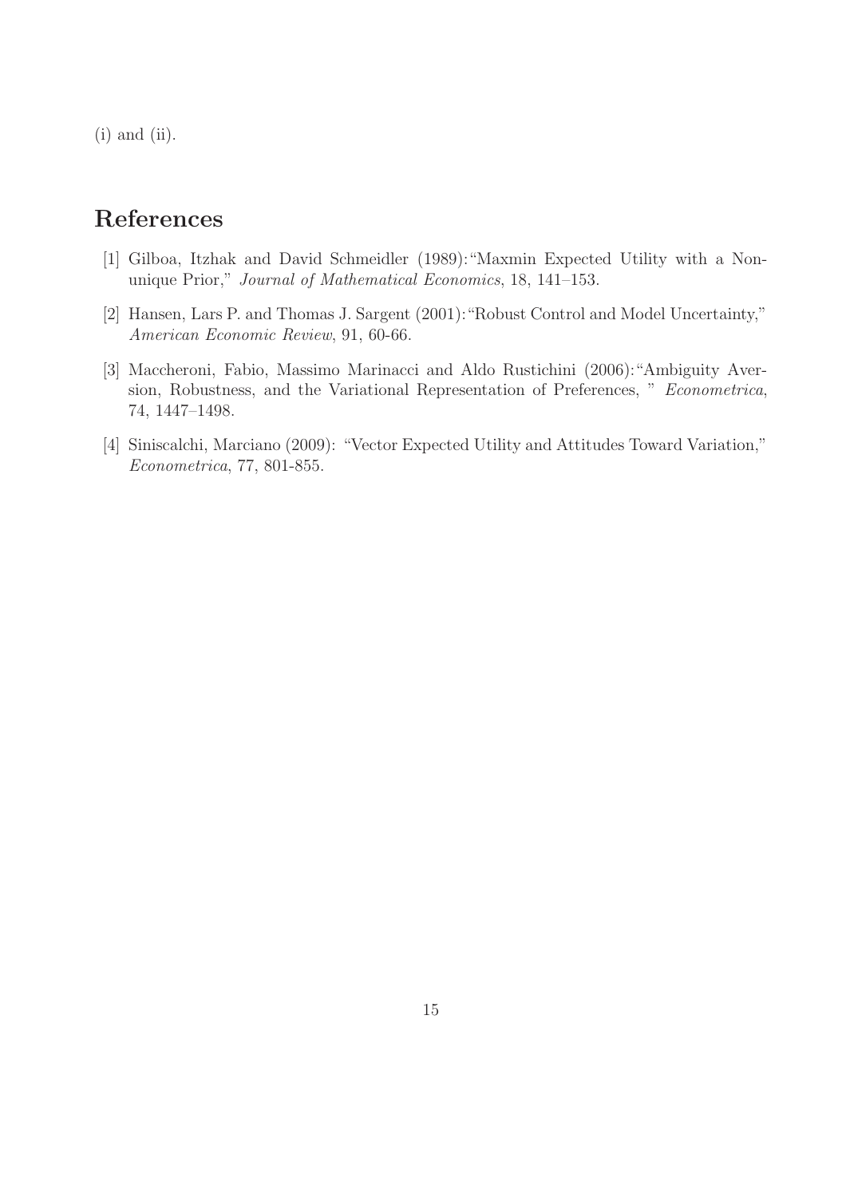(i) and (ii).

# References

[1] Gilboa, Itzhak and David Schmeidler (1989): "Maxmin Expected Utility with a Non-unique Prior," *Journal of Mathematical Economics*, 18, 141–153.

[2] Hansen, Lars P. and Thomas J. Sargent (2001): "Robust Control and Model Uncertainty," *American Economic Review*, 91, 60-66.

[3] Maccheroni, Fabio, Massimo Marinacci and Aldo Rustichini (2006): "Ambiguity Aversion, Robustness, and the Variational Representation of Preferences, " *Econometrica*, 74, 1447–1498.

[4] Siniscalchi, Marciano (2009): "Vector Expected Utility and Attitudes Toward Variation," *Econometrica*, 77, 801-855.